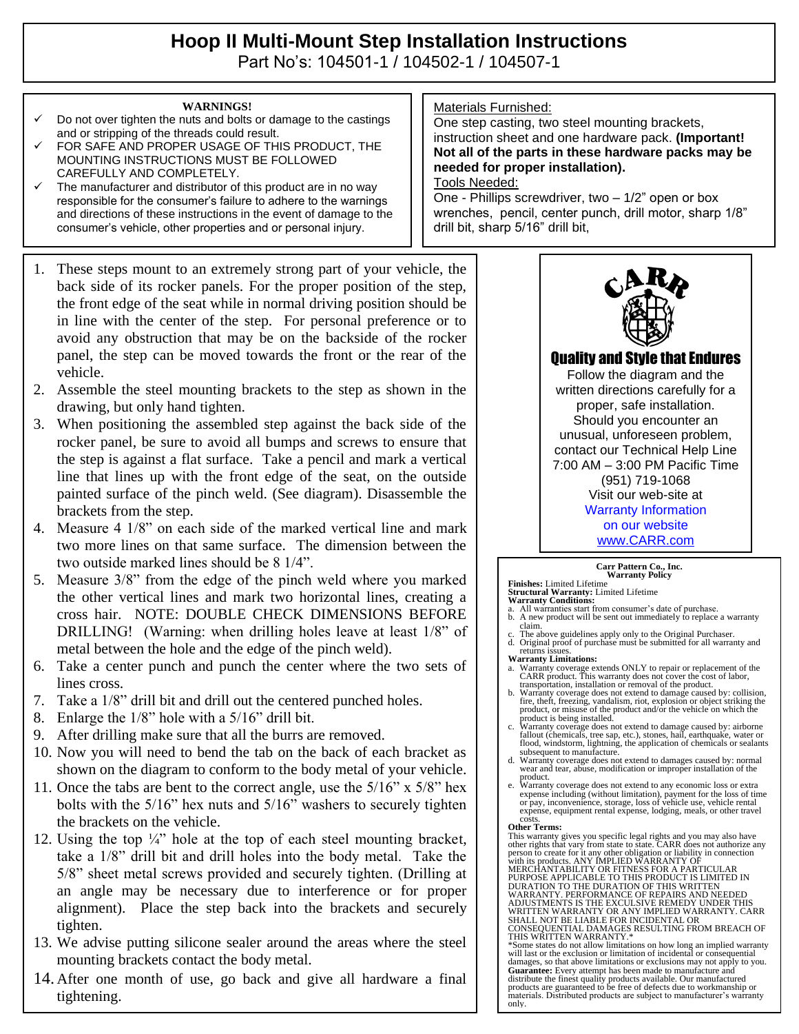# Hoop II Multi-Mount Step Installation Instructions

Part No's: 104501-1 / 104502-1 / 104507-1

**WARNINGS!**

- ✓ Do not over tighten the nuts and bolts or damage to the castings and or stripping of the threads could result.
- ✓ FOR SAFE AND PROPER USAGE OF THIS PRODUCT, THE MOUNTING INSTRUCTIONS MUST BE FOLLOWED CAREFULLY AND COMPLETELY.
- ✓ The manufacturer and distributor of this product are in no way responsible for the consumer's failure to adhere to the warnings and directions of these instructions in the event of damage to the consumer's vehicle, other properties and or personal injury.

Materials Furnished:
One step casting, two steel mounting brackets, instruction sheet and one hardware pack. **(Important! Not all of the parts in these hardware packs may be needed for proper installation).**

Tools Needed:
One - Phillips screwdriver, two – 1/2" open or box wrenches, pencil, center punch, drill motor, sharp 1/8" drill bit, sharp 5/16" drill bit,

1. These steps mount to an extremely strong part of your vehicle, the back side of its rocker panels. For the proper position of the step, the front edge of the seat while in normal driving position should be in line with the center of the step. For personal preference or to avoid any obstruction that may be on the backside of the rocker panel, the step can be moved towards the front or the rear of the vehicle.
2. Assemble the steel mounting brackets to the step as shown in the drawing, but only hand tighten.
3. When positioning the assembled step against the back side of the rocker panel, be sure to avoid all bumps and screws to ensure that the step is against a flat surface. Take a pencil and mark a vertical line that lines up with the front edge of the seat, on the outside painted surface of the pinch weld. (See diagram). Disassemble the brackets from the step.
4. Measure 4 1/8" on each side of the marked vertical line and mark two more lines on that same surface. The dimension between the two outside marked lines should be 8 1/4".
5. Measure 3/8" from the edge of the pinch weld where you marked the other vertical lines and mark two horizontal lines, creating a cross hair. NOTE: DOUBLE CHECK DIMENSIONS BEFORE DRILLING! (Warning: when drilling holes leave at least 1/8" of metal between the hole and the edge of the pinch weld).
6. Take a center punch and punch the center where the two sets of lines cross.
7. Take a 1/8" drill bit and drill out the centered punched holes.
8. Enlarge the 1/8" hole with a 5/16" drill bit.
9. After drilling make sure that all the burrs are removed.
10. Now you will need to bend the tab on the back of each bracket as shown on the diagram to conform to the body metal of your vehicle.
11. Once the tabs are bent to the correct angle, use the 5/16" x 5/8" hex bolts with the 5/16" hex nuts and 5/16" washers to securely tighten the brackets on the vehicle.
12. Using the top ¼" hole at the top of each steel mounting bracket, take a 1/8" drill bit and drill holes into the body metal. Take the 5/8" sheet metal screws provided and securely tighten. (Drilling at an angle may be necessary due to interference or for proper alignment). Place the step back into the brackets and securely tighten.
13. We advise putting silicone sealer around the areas where the steel mounting brackets contact the body metal.
14. After one month of use, go back and give all hardware a final tightening.

CARR

**Quality and Style that Endures**

Follow the diagram and the written directions carefully for a proper, safe installation. Should you encounter an unusual, unforeseen problem, contact our Technical Help Line 7:00 AM – 3:00 PM Pacific Time (951) 719-1068
Visit our web-site at
Warranty Information on our website
www.CARR.com

**Carr Pattern Co., Inc.**
**Warranty Policy**

**Finishes:** Limited Lifetime
**Structural Warranty:** Limited Lifetime
**Warranty Conditions:**

a. All warranties start from consumer's date of purchase.
b. A new product will be sent out immediately to replace a warranty claim.
c. The above guidelines apply only to the Original Purchaser.
d. Original proof of purchase must be submitted for all warranty and returns issues.

**Warranty Limitations:**

a. Warranty coverage extends ONLY to repair or replacement of the CARR product. This warranty does not cover the cost of labor, transportation, installation or removal of the product.
b. Warranty coverage does not extend to damage caused by: collision, fire, theft, freezing, vandalism, riot, explosion or object striking the product, or misuse of the product and/or the vehicle on which the product is being installed.
c. Warranty coverage does not extend to damage caused by: airborne fallout (chemicals, tree sap, etc.), stones, hail, earthquake, water or flood, windstorm, lightning, the application of chemicals or sealants subsequent to manufacture.
d. Warranty coverage does not extend to damages caused by: normal wear and tear, abuse, modification or improper installation of the product.
e. Warranty coverage does not extend to any economic loss or extra expense including (without limitation), payment for the loss of time or pay, inconvenience, storage, loss of vehicle use, vehicle rental expense, equipment rental expense, lodging, meals, or other travel costs.

**Other Terms:**
This warranty gives you specific legal rights and you may also have other rights that vary from state to state. CARR does not authorize any person to create for it any other obligation or liability in connection with its products. ANY IMPLIED WARRANTY OF MERCHANTABILITY OR FITNESS FOR A PARTICULAR PURPOSE APPLICABLE TO THIS PRODUCT IS LIMITED IN DURATION TO THE DURATION OF THIS WRITTEN WARRANTY. PERFORMANCE OF REPAIRS AND NEEDED ADJUSTMENTS IS THE EXCULSIVE REMEDY UNDER THIS WRITTEN WARRANTY OR ANY IMPLIED WARRANTY. CARR SHALL NOT BE LIABLE FOR INCIDENTAL OR CONSEQUENTIAL DAMAGES RESULTING FROM BREACH OF THIS WRITTEN WARRANTY.*
*Some states do not allow limitations on how long an implied warranty will last or the exclusion or limitation of incidental or consequential damages, so that above limitations or exclusions may not apply to you.
**Guarantee:** Every attempt has been made to manufacture and distribute the finest quality products available. Our manufactured products are guaranteed to be free of defects due to workmanship or materials. Distributed products are subject to manufacturer's warranty only.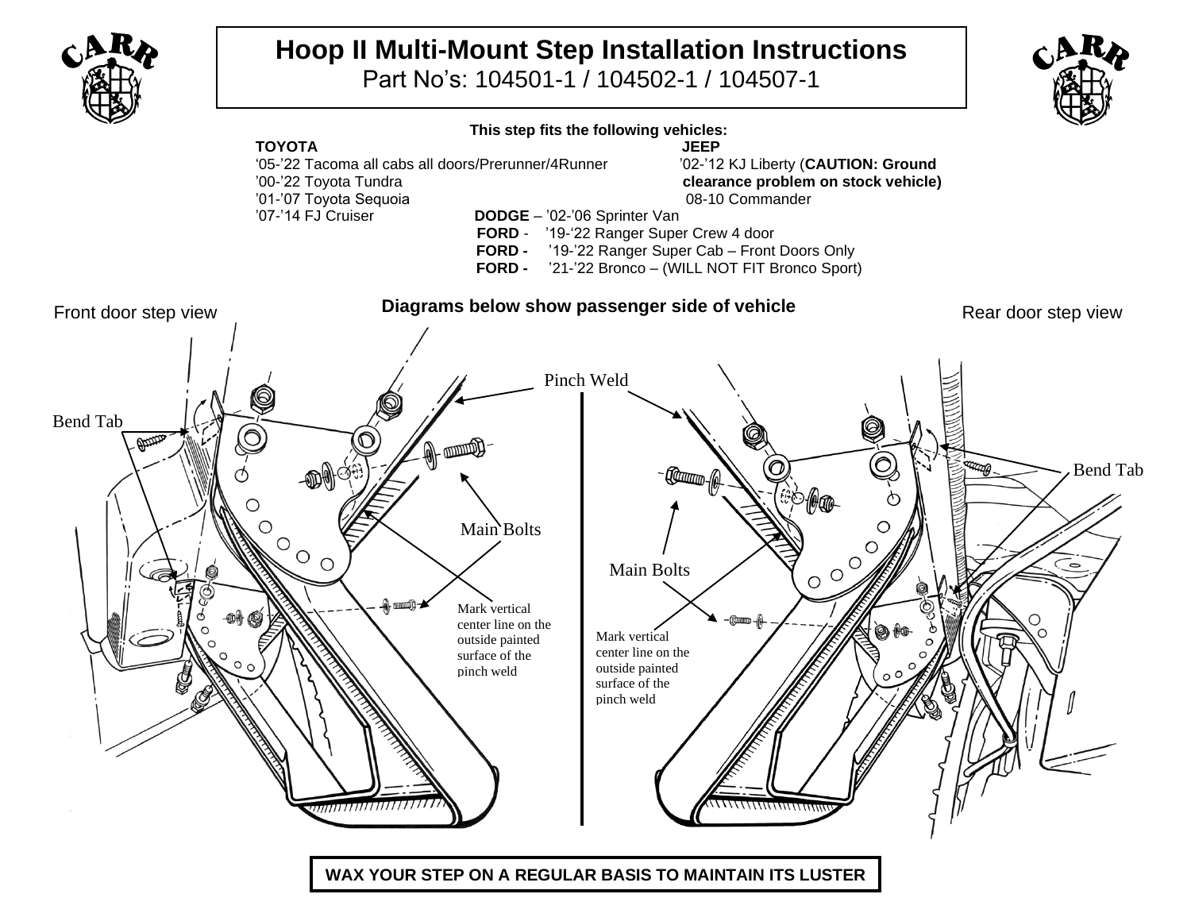# Hoop II Multi-Mount Step Installation Instructions

Part No's: 104501-1 / 104502-1 / 104507-1

**This step fits the following vehicles:**

**TOYOTA**
'05-'22 Tacoma all cabs all doors/Prerunner/4Runner
'00-'22 Toyota Tundra
'01-'07 Toyota Sequoia
'07-'14 FJ Cruiser

**JEEP**
'02-'12 KJ Liberty (**CAUTION: Ground clearance problem on stock vehicle)**
08-10 Commander

**DODGE** – '02-'06 Sprinter Van
**FORD** - '19-'22 Ranger Super Crew 4 door
**FORD -** '19-'22 Ranger Super Cab – Front Doors Only
**FORD -** '21-'22 Bronco – (WILL NOT FIT Bronco Sport)

**Diagrams below show passenger side of vehicle**

Front door step view

Rear door step view

Pinch Weld

Bend Tab

Main Bolts

Mark vertical center line on the outside painted surface of the pinch weld

Bend Tab

Main Bolts

Mark vertical center line on the outside painted surface of the pinch weld

**WAX YOUR STEP ON A REGULAR BASIS TO MAINTAIN ITS LUSTER**